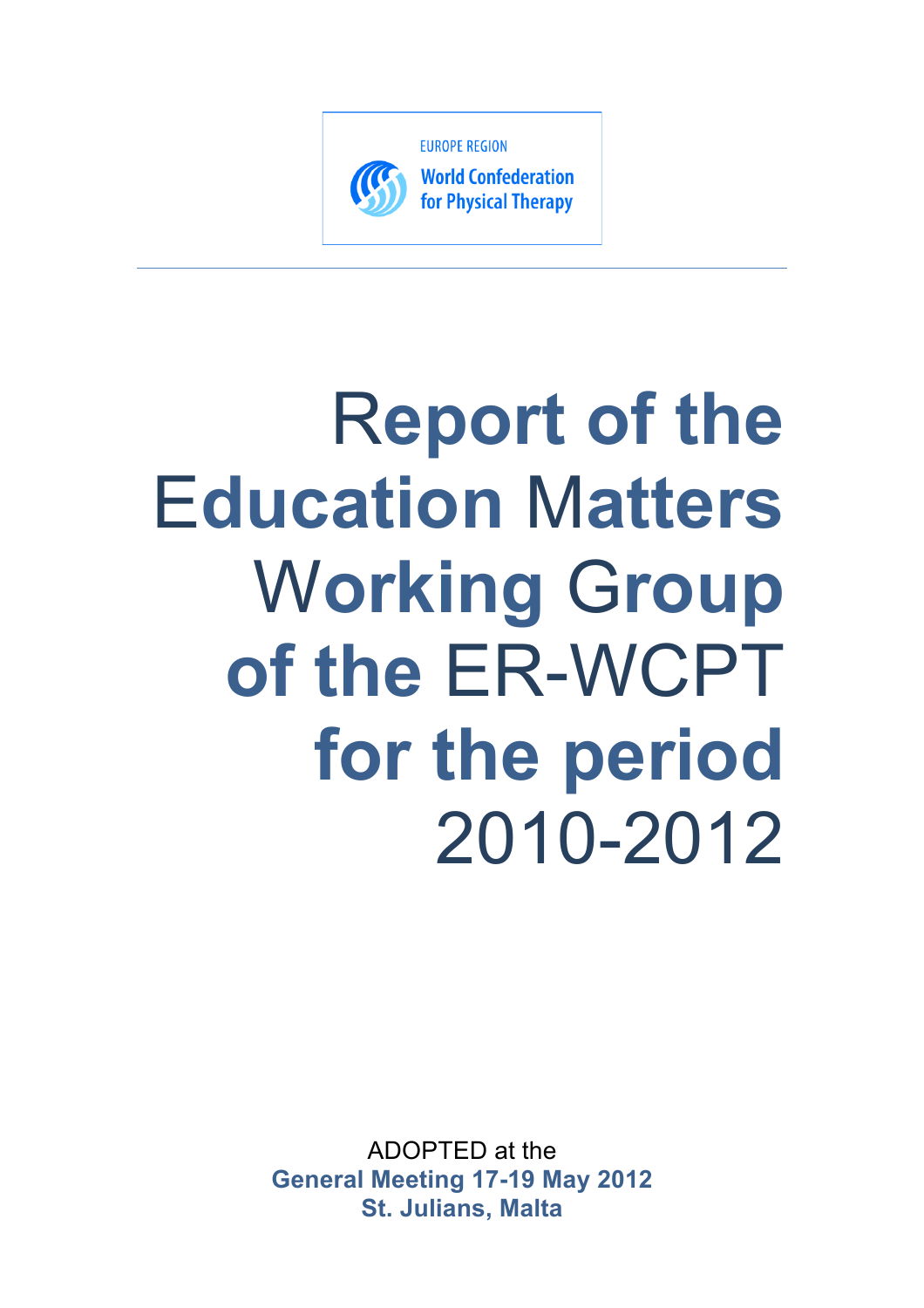EUROPE REGION

World Confederation for Physical Therapy

# Report of the Education Matters Working Group of the ER-WCPT for the period 2010-2012

ADOPTED at the

**General Meeting 17-19 May 2012**

**St. Julians, Malta**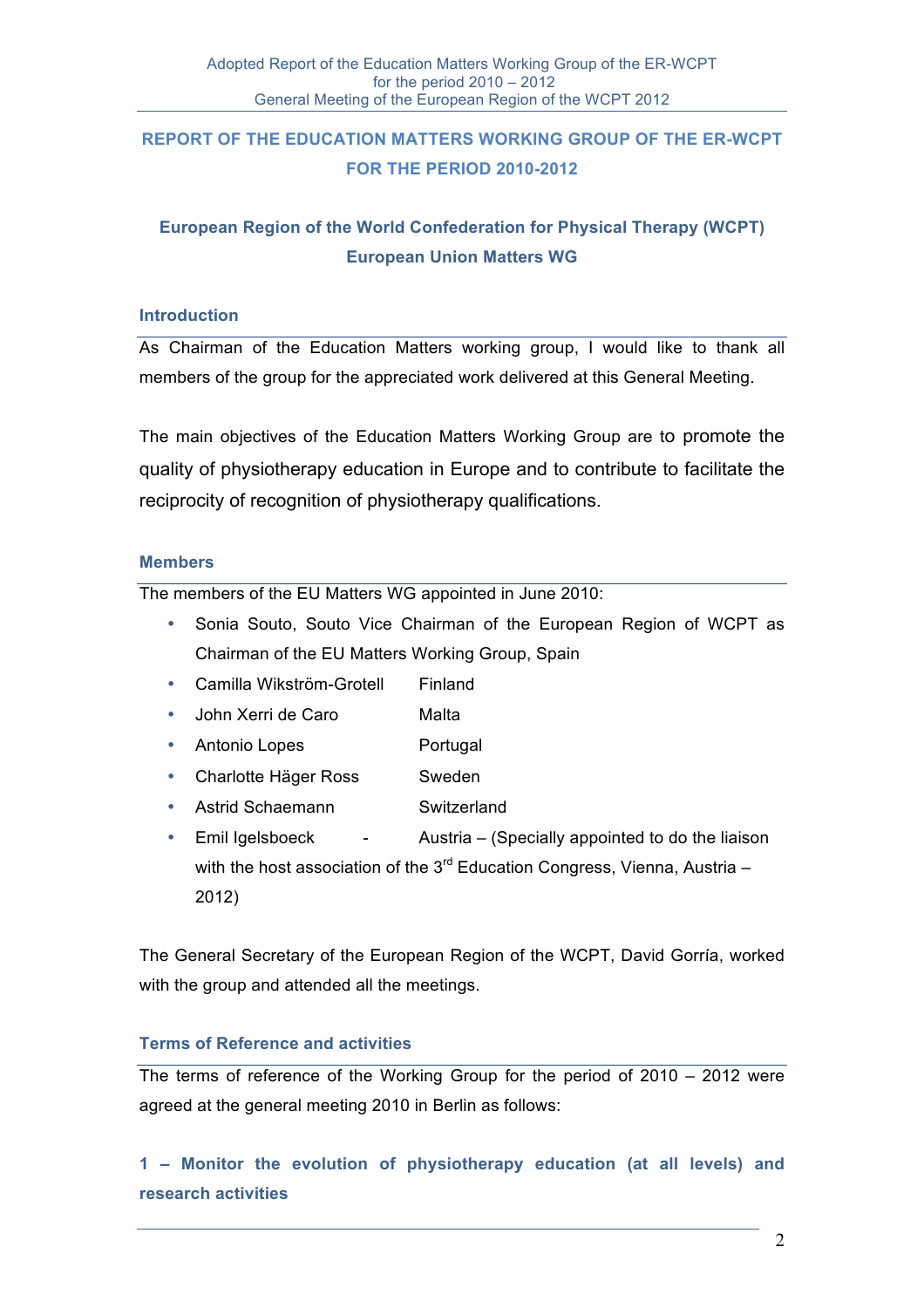## REPORT OF THE EDUCATION MATTERS WORKING GROUP OF THE ER-WCPT FOR THE PERIOD 2010-2012

### European Region of the World Confederation for Physical Therapy (WCPT) European Union Matters WG

#### Introduction

As Chairman of the Education Matters working group, I would like to thank all members of the group for the appreciated work delivered at this General Meeting.

The main objectives of the Education Matters Working Group are to promote the quality of physiotherapy education in Europe and to contribute to facilitate the reciprocity of recognition of physiotherapy qualifications.

#### Members

The members of the EU Matters WG appointed in June 2010:

- Sonia Souto, Souto Vice Chairman of the European Region of WCPT as Chairman of the EU Matters Working Group, Spain
- Camilla Wikström-Grotell Finland
- John Xerri de Caro Malta
- Antonio Lopes Portugal
- Charlotte Häger Ross Sweden
- Astrid Schaemann Switzerland
- Emil Igelsboeck - Austria – (Specially appointed to do the liaison with the host association of the 3rd Education Congress, Vienna, Austria – 2012)

The General Secretary of the European Region of the WCPT, David Gorría, worked with the group and attended all the meetings.

#### Terms of Reference and activities

The terms of reference of the Working Group for the period of 2010 – 2012 were agreed at the general meeting 2010 in Berlin as follows:

**1 – Monitor the evolution of physiotherapy education (at all levels) and research activities**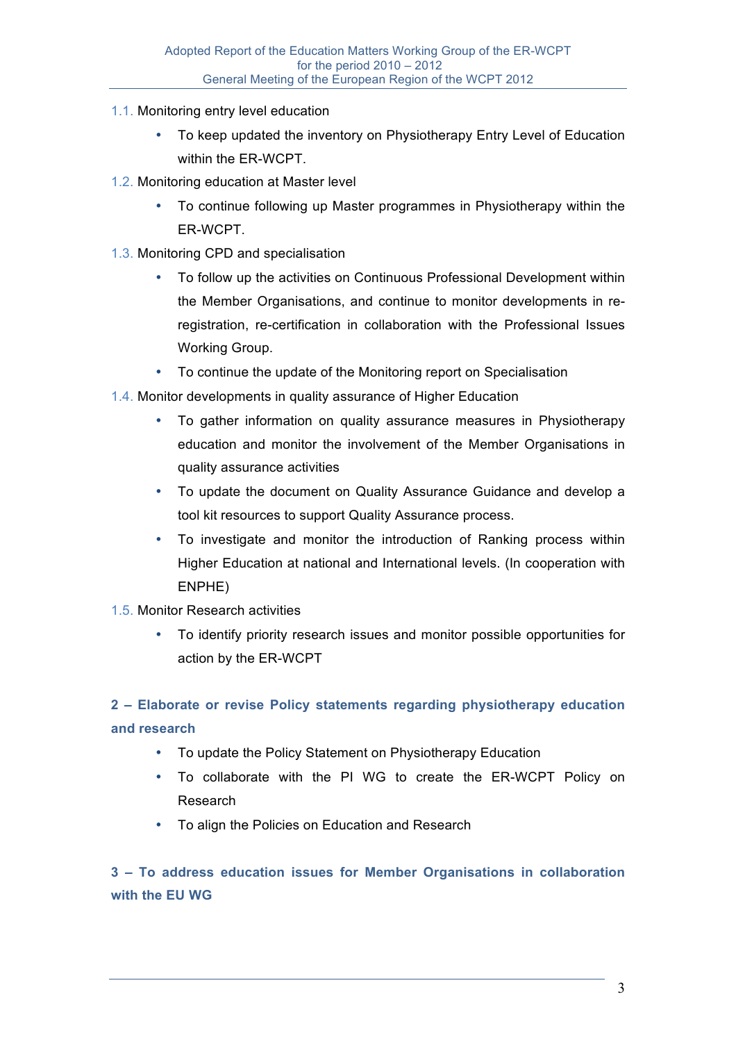1.1. Monitoring entry level education

- To keep updated the inventory on Physiotherapy Entry Level of Education within the ER-WCPT.

1.2. Monitoring education at Master level

- To continue following up Master programmes in Physiotherapy within the ER-WCPT.

1.3. Monitoring CPD and specialisation

- To follow up the activities on Continuous Professional Development within the Member Organisations, and continue to monitor developments in re-registration, re-certification in collaboration with the Professional Issues Working Group.
- To continue the update of the Monitoring report on Specialisation

1.4. Monitor developments in quality assurance of Higher Education

- To gather information on quality assurance measures in Physiotherapy education and monitor the involvement of the Member Organisations in quality assurance activities
- To update the document on Quality Assurance Guidance and develop a tool kit resources to support Quality Assurance process.
- To investigate and monitor the introduction of Ranking process within Higher Education at national and International levels. (In cooperation with ENPHE)

1.5. Monitor Research activities

- To identify priority research issues and monitor possible opportunities for action by the ER-WCPT

## 2 – Elaborate or revise Policy statements regarding physiotherapy education and research

- To update the Policy Statement on Physiotherapy Education
- To collaborate with the PI WG to create the ER-WCPT Policy on Research
- To align the Policies on Education and Research

## 3 – To address education issues for Member Organisations in collaboration with the EU WG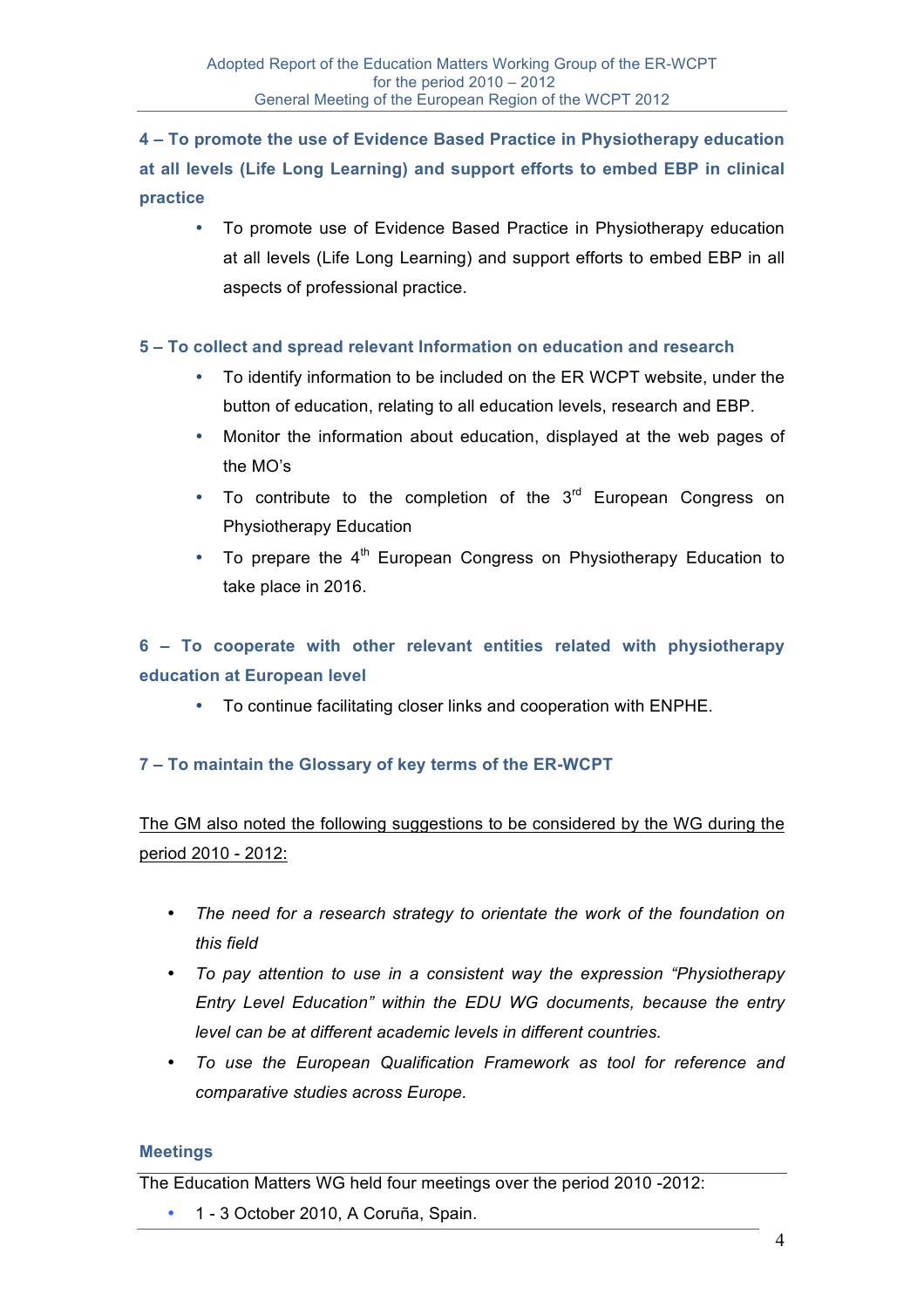**4 – To promote the use of Evidence Based Practice in Physiotherapy education at all levels (Life Long Learning) and support efforts to embed EBP in clinical practice**

- To promote use of Evidence Based Practice in Physiotherapy education at all levels (Life Long Learning) and support efforts to embed EBP in all aspects of professional practice.

**5 – To collect and spread relevant Information on education and research**

- To identify information to be included on the ER WCPT website, under the button of education, relating to all education levels, research and EBP.
- Monitor the information about education, displayed at the web pages of the MO's
- To contribute to the completion of the 3rd European Congress on Physiotherapy Education
- To prepare the 4th European Congress on Physiotherapy Education to take place in 2016.

**6 – To cooperate with other relevant entities related with physiotherapy education at European level**

- To continue facilitating closer links and cooperation with ENPHE.

**7 – To maintain the Glossary of key terms of the ER-WCPT**

The GM also noted the following suggestions to be considered by the WG during the period 2010 - 2012:

- *The need for a research strategy to orientate the work of the foundation on this field*
- *To pay attention to use in a consistent way the expression "Physiotherapy Entry Level Education" within the EDU WG documents, because the entry level can be at different academic levels in different countries.*
- *To use the European Qualification Framework as tool for reference and comparative studies across Europe.*

**Meetings**

The Education Matters WG held four meetings over the period 2010 -2012:

- 1 - 3 October 2010, A Coruña, Spain.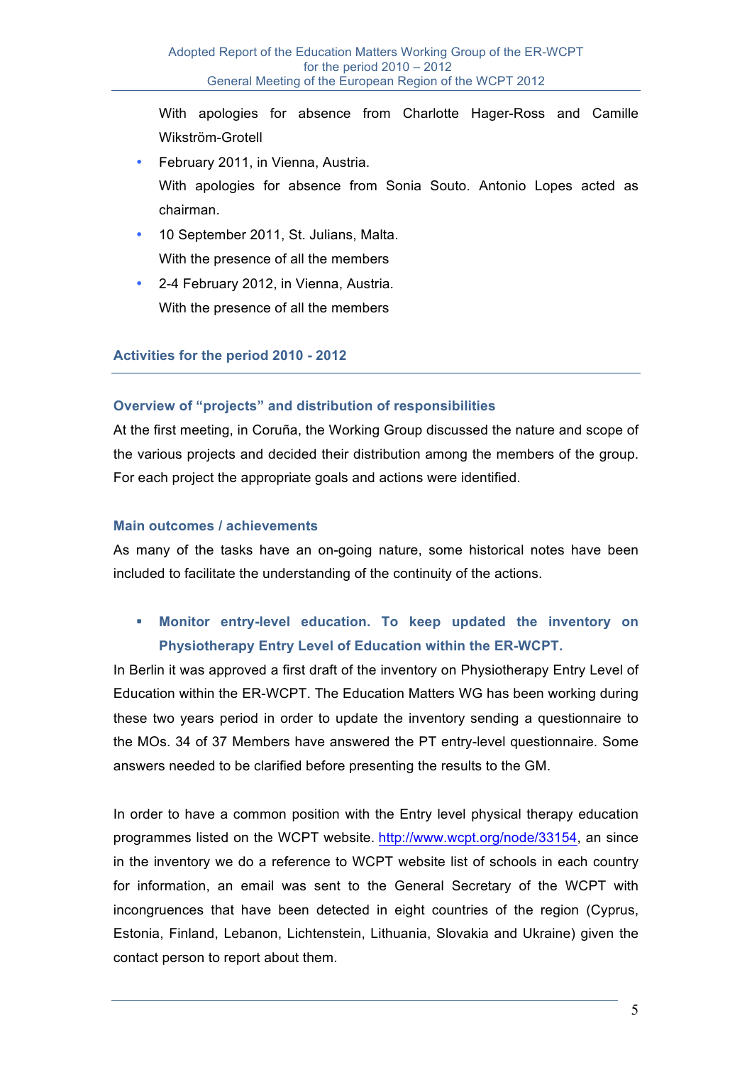With apologies for absence from Charlotte Hager-Ross and Camille Wikström-Grotell

- February 2011, in Vienna, Austria.
  With apologies for absence from Sonia Souto. Antonio Lopes acted as chairman.
- 10 September 2011, St. Julians, Malta.
  With the presence of all the members
- 2-4 February 2012, in Vienna, Austria.
  With the presence of all the members

## Activities for the period 2010 - 2012

### Overview of "projects" and distribution of responsibilities

At the first meeting, in Coruña, the Working Group discussed the nature and scope of the various projects and decided their distribution among the members of the group. For each project the appropriate goals and actions were identified.

### Main outcomes / achievements

As many of the tasks have an on-going nature, some historical notes have been included to facilitate the understanding of the continuity of the actions.

- **Monitor entry-level education. To keep updated the inventory on Physiotherapy Entry Level of Education within the ER-WCPT.**

In Berlin it was approved a first draft of the inventory on Physiotherapy Entry Level of Education within the ER-WCPT. The Education Matters WG has been working during these two years period in order to update the inventory sending a questionnaire to the MOs. 34 of 37 Members have answered the PT entry-level questionnaire. Some answers needed to be clarified before presenting the results to the GM.

In order to have a common position with the Entry level physical therapy education programmes listed on the WCPT website. http://www.wcpt.org/node/33154, an since in the inventory we do a reference to WCPT website list of schools in each country for information, an email was sent to the General Secretary of the WCPT with incongruences that have been detected in eight countries of the region (Cyprus, Estonia, Finland, Lebanon, Lichtenstein, Lithuania, Slovakia and Ukraine) given the contact person to report about them.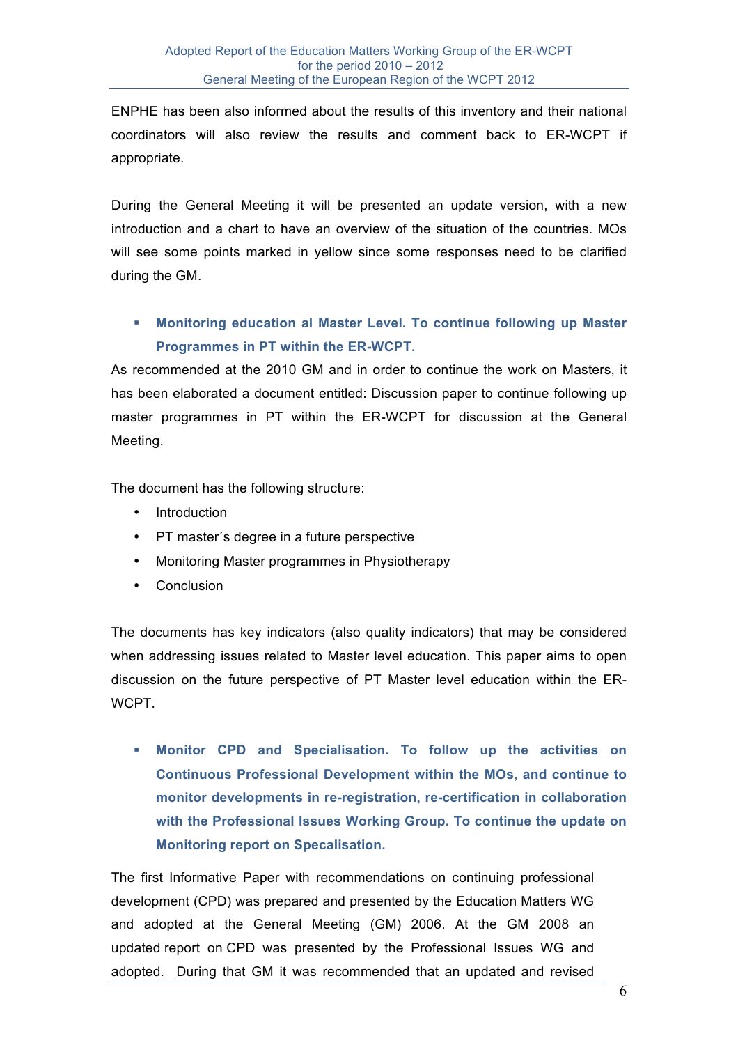ENPHE has been also informed about the results of this inventory and their national coordinators will also review the results and comment back to ER-WCPT if appropriate.

During the General Meeting it will be presented an update version, with a new introduction and a chart to have an overview of the situation of the countries. MOs will see some points marked in yellow since some responses need to be clarified during the GM.

- **Monitoring education al Master Level. To continue following up Master Programmes in PT within the ER-WCPT.**

As recommended at the 2010 GM and in order to continue the work on Masters, it has been elaborated a document entitled: Discussion paper to continue following up master programmes in PT within the ER-WCPT for discussion at the General Meeting.

The document has the following structure:

- Introduction
- PT master´s degree in a future perspective
- Monitoring Master programmes in Physiotherapy
- Conclusion

The documents has key indicators (also quality indicators) that may be considered when addressing issues related to Master level education. This paper aims to open discussion on the future perspective of PT Master level education within the ER-WCPT.

- **Monitor CPD and Specialisation. To follow up the activities on Continuous Professional Development within the MOs, and continue to monitor developments in re-registration, re-certification in collaboration with the Professional Issues Working Group. To continue the update on Monitoring report on Specalisation.**

The first Informative Paper with recommendations on continuing professional development (CPD) was prepared and presented by the Education Matters WG and adopted at the General Meeting (GM) 2006. At the GM 2008 an updated report on CPD was presented by the Professional Issues WG and adopted. During that GM it was recommended that an updated and revised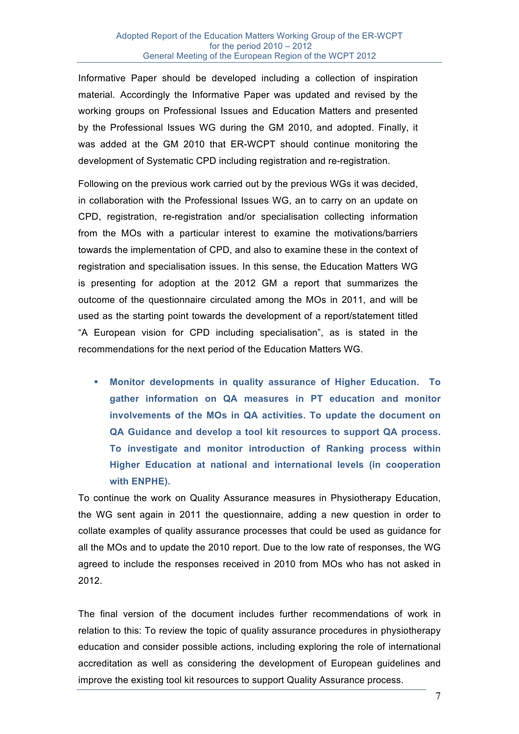Informative Paper should be developed including a collection of inspiration material. Accordingly the Informative Paper was updated and revised by the working groups on Professional Issues and Education Matters and presented by the Professional Issues WG during the GM 2010, and adopted. Finally, it was added at the GM 2010 that ER-WCPT should continue monitoring the development of Systematic CPD including registration and re-registration.

Following on the previous work carried out by the previous WGs it was decided, in collaboration with the Professional Issues WG, an to carry on an update on CPD, registration, re-registration and/or specialisation collecting information from the MOs with a particular interest to examine the motivations/barriers towards the implementation of CPD, and also to examine these in the context of registration and specialisation issues. In this sense, the Education Matters WG is presenting for adoption at the 2012 GM a report that summarizes the outcome of the questionnaire circulated among the MOs in 2011, and will be used as the starting point towards the development of a report/statement titled "A European vision for CPD including specialisation", as is stated in the recommendations for the next period of the Education Matters WG.

- **Monitor developments in quality assurance of Higher Education. To gather information on QA measures in PT education and monitor involvements of the MOs in QA activities. To update the document on QA Guidance and develop a tool kit resources to support QA process. To investigate and monitor introduction of Ranking process within Higher Education at national and international levels (in cooperation with ENPHE).**

To continue the work on Quality Assurance measures in Physiotherapy Education, the WG sent again in 2011 the questionnaire, adding a new question in order to collate examples of quality assurance processes that could be used as guidance for all the MOs and to update the 2010 report. Due to the low rate of responses, the WG agreed to include the responses received in 2010 from MOs who has not asked in 2012.

The final version of the document includes further recommendations of work in relation to this: To review the topic of quality assurance procedures in physiotherapy education and consider possible actions, including exploring the role of international accreditation as well as considering the development of European guidelines and improve the existing tool kit resources to support Quality Assurance process.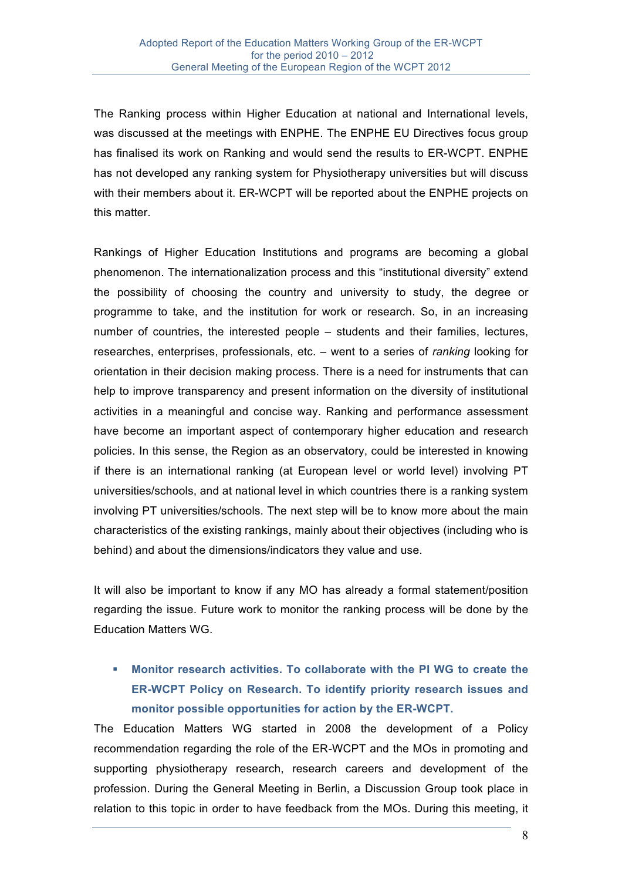The Ranking process within Higher Education at national and International levels, was discussed at the meetings with ENPHE. The ENPHE EU Directives focus group has finalised its work on Ranking and would send the results to ER-WCPT. ENPHE has not developed any ranking system for Physiotherapy universities but will discuss with their members about it. ER-WCPT will be reported about the ENPHE projects on this matter.

Rankings of Higher Education Institutions and programs are becoming a global phenomenon. The internationalization process and this "institutional diversity" extend the possibility of choosing the country and university to study, the degree or programme to take, and the institution for work or research. So, in an increasing number of countries, the interested people – students and their families, lectures, researches, enterprises, professionals, etc. – went to a series of *ranking* looking for orientation in their decision making process. There is a need for instruments that can help to improve transparency and present information on the diversity of institutional activities in a meaningful and concise way. Ranking and performance assessment have become an important aspect of contemporary higher education and research policies. In this sense, the Region as an observatory, could be interested in knowing if there is an international ranking (at European level or world level) involving PT universities/schools, and at national level in which countries there is a ranking system involving PT universities/schools. The next step will be to know more about the main characteristics of the existing rankings, mainly about their objectives (including who is behind) and about the dimensions/indicators they value and use.

It will also be important to know if any MO has already a formal statement/position regarding the issue. Future work to monitor the ranking process will be done by the Education Matters WG.

- **Monitor research activities. To collaborate with the PI WG to create the ER-WCPT Policy on Research. To identify priority research issues and monitor possible opportunities for action by the ER-WCPT.**

The Education Matters WG started in 2008 the development of a Policy recommendation regarding the role of the ER-WCPT and the MOs in promoting and supporting physiotherapy research, research careers and development of the profession. During the General Meeting in Berlin, a Discussion Group took place in relation to this topic in order to have feedback from the MOs. During this meeting, it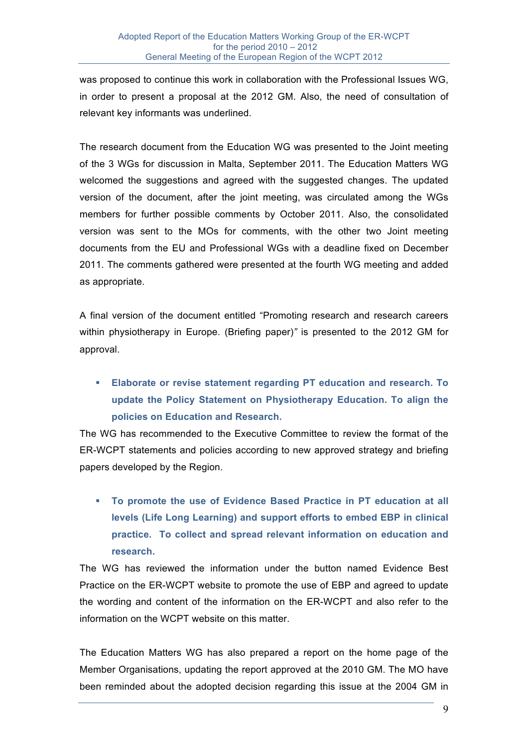was proposed to continue this work in collaboration with the Professional Issues WG, in order to present a proposal at the 2012 GM. Also, the need of consultation of relevant key informants was underlined.

The research document from the Education WG was presented to the Joint meeting of the 3 WGs for discussion in Malta, September 2011. The Education Matters WG welcomed the suggestions and agreed with the suggested changes. The updated version of the document, after the joint meeting, was circulated among the WGs members for further possible comments by October 2011. Also, the consolidated version was sent to the MOs for comments, with the other two Joint meeting documents from the EU and Professional WGs with a deadline fixed on December 2011. The comments gathered were presented at the fourth WG meeting and added as appropriate.

A final version of the document entitled "Promoting research and research careers within physiotherapy in Europe. (Briefing paper)" is presented to the 2012 GM for approval.

- **Elaborate or revise statement regarding PT education and research. To update the Policy Statement on Physiotherapy Education. To align the policies on Education and Research.**

The WG has recommended to the Executive Committee to review the format of the ER-WCPT statements and policies according to new approved strategy and briefing papers developed by the Region.

- **To promote the use of Evidence Based Practice in PT education at all levels (Life Long Learning) and support efforts to embed EBP in clinical practice. To collect and spread relevant information on education and research.**

The WG has reviewed the information under the button named Evidence Best Practice on the ER-WCPT website to promote the use of EBP and agreed to update the wording and content of the information on the ER-WCPT and also refer to the information on the WCPT website on this matter.

The Education Matters WG has also prepared a report on the home page of the Member Organisations, updating the report approved at the 2010 GM. The MO have been reminded about the adopted decision regarding this issue at the 2004 GM in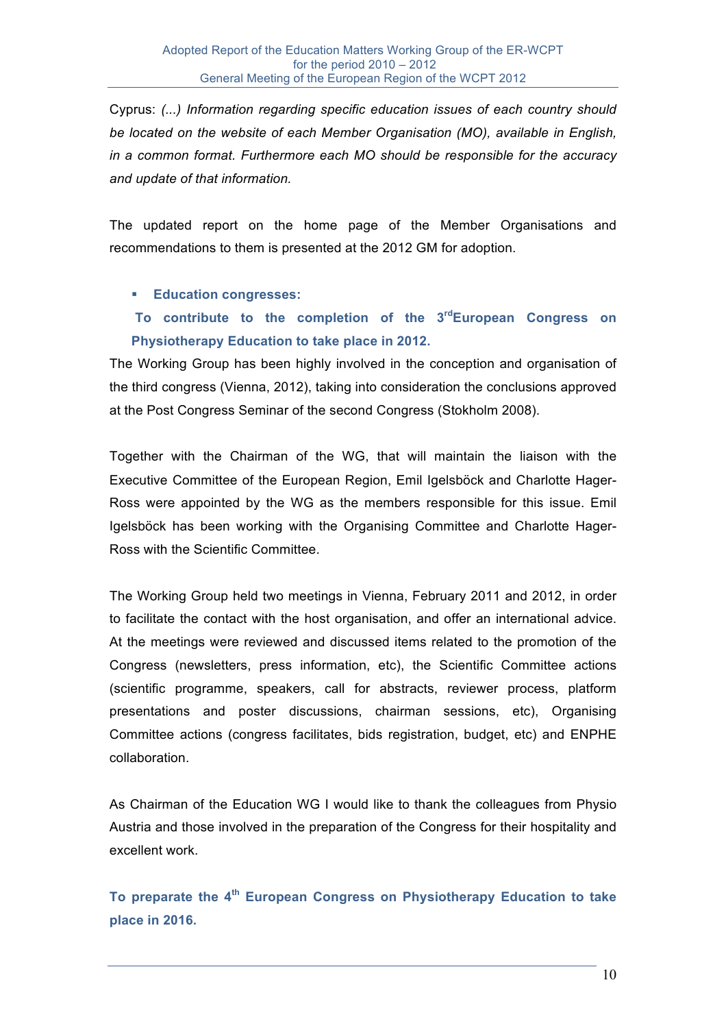Cyprus: *(...) Information regarding specific education issues of each country should be located on the website of each Member Organisation (MO), available in English, in a common format. Furthermore each MO should be responsible for the accuracy and update of that information.*

The updated report on the home page of the Member Organisations and recommendations to them is presented at the 2012 GM for adoption.

- **Education congresses:**

**To contribute to the completion of the 3rd European Congress on Physiotherapy Education to take place in 2012.**

The Working Group has been highly involved in the conception and organisation of the third congress (Vienna, 2012), taking into consideration the conclusions approved at the Post Congress Seminar of the second Congress (Stokholm 2008).

Together with the Chairman of the WG, that will maintain the liaison with the Executive Committee of the European Region, Emil Igelsböck and Charlotte Hager-Ross were appointed by the WG as the members responsible for this issue. Emil Igelsböck has been working with the Organising Committee and Charlotte Hager-Ross with the Scientific Committee.

The Working Group held two meetings in Vienna, February 2011 and 2012, in order to facilitate the contact with the host organisation, and offer an international advice. At the meetings were reviewed and discussed items related to the promotion of the Congress (newsletters, press information, etc), the Scientific Committee actions (scientific programme, speakers, call for abstracts, reviewer process, platform presentations and poster discussions, chairman sessions, etc), Organising Committee actions (congress facilitates, bids registration, budget, etc) and ENPHE collaboration.

As Chairman of the Education WG I would like to thank the colleagues from Physio Austria and those involved in the preparation of the Congress for their hospitality and excellent work.

**To preparate the 4th European Congress on Physiotherapy Education to take place in 2016.**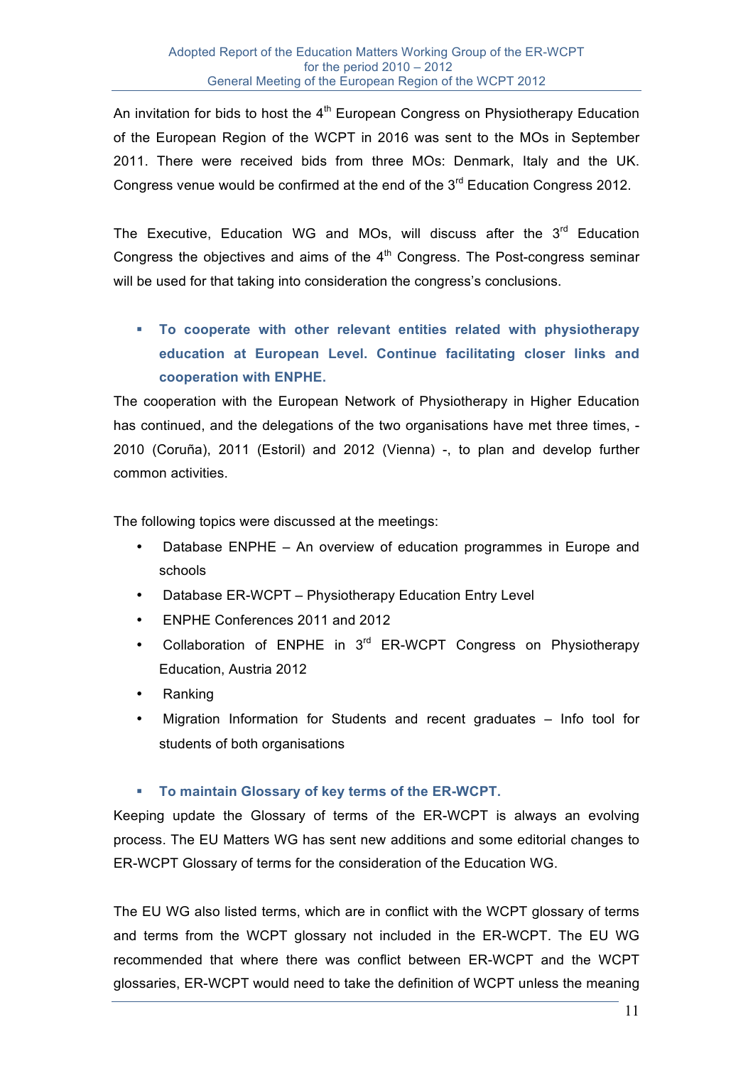An invitation for bids to host the 4th European Congress on Physiotherapy Education of the European Region of the WCPT in 2016 was sent to the MOs in September 2011. There were received bids from three MOs: Denmark, Italy and the UK. Congress venue would be confirmed at the end of the 3rd Education Congress 2012.

The Executive, Education WG and MOs, will discuss after the 3rd Education Congress the objectives and aims of the 4th Congress. The Post-congress seminar will be used for that taking into consideration the congress's conclusions.

- **To cooperate with other relevant entities related with physiotherapy education at European Level. Continue facilitating closer links and cooperation with ENPHE.**

The cooperation with the European Network of Physiotherapy in Higher Education has continued, and the delegations of the two organisations have met three times, - 2010 (Coruña), 2011 (Estoril) and 2012 (Vienna) -, to plan and develop further common activities.

The following topics were discussed at the meetings:

- Database ENPHE – An overview of education programmes in Europe and schools
- Database ER-WCPT – Physiotherapy Education Entry Level
- ENPHE Conferences 2011 and 2012
- Collaboration of ENPHE in 3rd ER-WCPT Congress on Physiotherapy Education, Austria 2012
- Ranking
- Migration Information for Students and recent graduates – Info tool for students of both organisations

- **To maintain Glossary of key terms of the ER-WCPT.**

Keeping update the Glossary of terms of the ER-WCPT is always an evolving process. The EU Matters WG has sent new additions and some editorial changes to ER-WCPT Glossary of terms for the consideration of the Education WG.

The EU WG also listed terms, which are in conflict with the WCPT glossary of terms and terms from the WCPT glossary not included in the ER-WCPT. The EU WG recommended that where there was conflict between ER-WCPT and the WCPT glossaries, ER-WCPT would need to take the definition of WCPT unless the meaning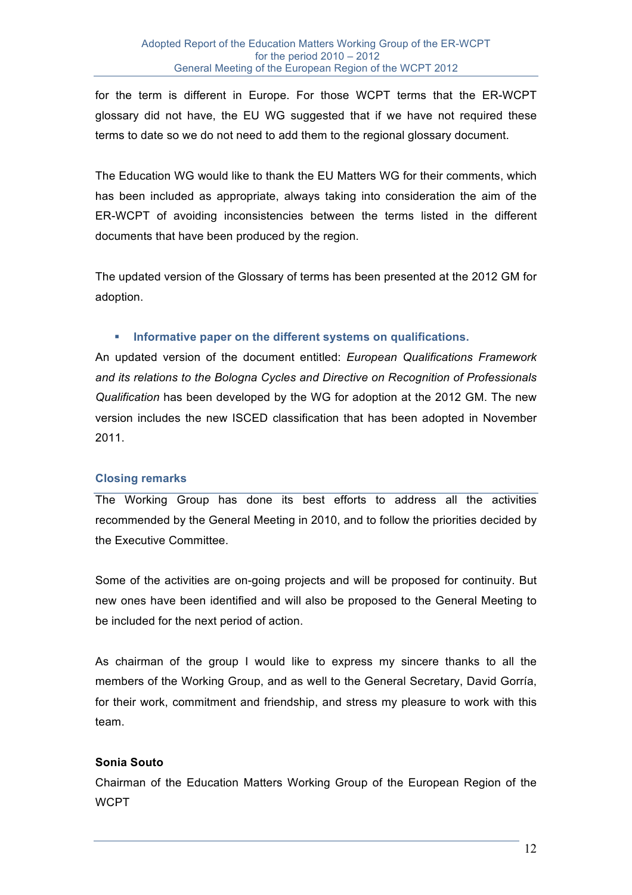for the term is different in Europe. For those WCPT terms that the ER-WCPT glossary did not have, the EU WG suggested that if we have not required these terms to date so we do not need to add them to the regional glossary document.

The Education WG would like to thank the EU Matters WG for their comments, which has been included as appropriate, always taking into consideration the aim of the ER-WCPT of avoiding inconsistencies between the terms listed in the different documents that have been produced by the region.

The updated version of the Glossary of terms has been presented at the 2012 GM for adoption.

- **Informative paper on the different systems on qualifications.**

An updated version of the document entitled: *European Qualifications Framework and its relations to the Bologna Cycles and Directive on Recognition of Professionals Qualification* has been developed by the WG for adoption at the 2012 GM. The new version includes the new ISCED classification that has been adopted in November 2011.

## Closing remarks

The Working Group has done its best efforts to address all the activities recommended by the General Meeting in 2010, and to follow the priorities decided by the Executive Committee.

Some of the activities are on-going projects and will be proposed for continuity. But new ones have been identified and will also be proposed to the General Meeting to be included for the next period of action.

As chairman of the group I would like to express my sincere thanks to all the members of the Working Group, and as well to the General Secretary, David Gorría, for their work, commitment and friendship, and stress my pleasure to work with this team.

**Sonia Souto**

Chairman of the Education Matters Working Group of the European Region of the WCPT